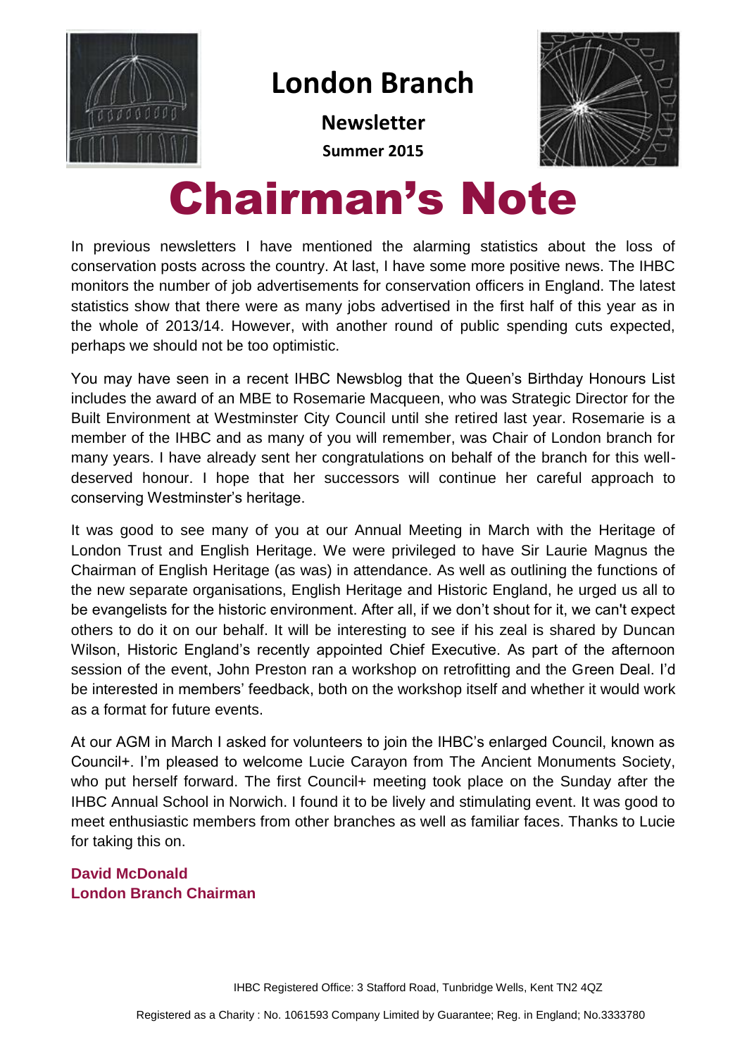# London Branch

**Newsletter**

**Summer 2015**

# Chairman's Note

In previous newsletters I have mentioned the alarming statistics about the loss of conservation posts across the country. At last, I have some more positive news. The IHBC monitors the number of job advertisements for conservation officers in England. The latest statistics show that there were as many jobs advertised in the first half of this year as in the whole of 2013/14. However, with another round of public spending cuts expected, perhaps we should not be too optimistic.

You may have seen in a recent IHBC Newsblog that the Queen's Birthday Honours List includes the award of an MBE to Rosemarie Macqueen, who was Strategic Director for the Built Environment at Westminster City Council until she retired last year. Rosemarie is a member of the IHBC and as many of you will remember, was Chair of London branch for many years. I have already sent her congratulations on behalf of the branch for this well-deserved honour. I hope that her successors will continue her careful approach to conserving Westminster's heritage.

It was good to see many of you at our Annual Meeting in March with the Heritage of London Trust and English Heritage. We were privileged to have Sir Laurie Magnus the Chairman of English Heritage (as was) in attendance. As well as outlining the functions of the new separate organisations, English Heritage and Historic England, he urged us all to be evangelists for the historic environment. After all, if we don't shout for it, we can't expect others to do it on our behalf. It will be interesting to see if his zeal is shared by Duncan Wilson, Historic England's recently appointed Chief Executive. As part of the afternoon session of the event, John Preston ran a workshop on retrofitting and the Green Deal. I'd be interested in members' feedback, both on the workshop itself and whether it would work as a format for future events.

At our AGM in March I asked for volunteers to join the IHBC's enlarged Council, known as Council+. I'm pleased to welcome Lucie Carayon from The Ancient Monuments Society, who put herself forward. The first Council+ meeting took place on the Sunday after the IHBC Annual School in Norwich. I found it to be lively and stimulating event. It was good to meet enthusiastic members from other branches as well as familiar faces. Thanks to Lucie for taking this on.

**David McDonald**
**London Branch Chairman**

IHBC Registered Office: 3 Stafford Road, Tunbridge Wells, Kent TN2 4QZ

Registered as a Charity : No. 1061593 Company Limited by Guarantee; Reg. in England; No.3333780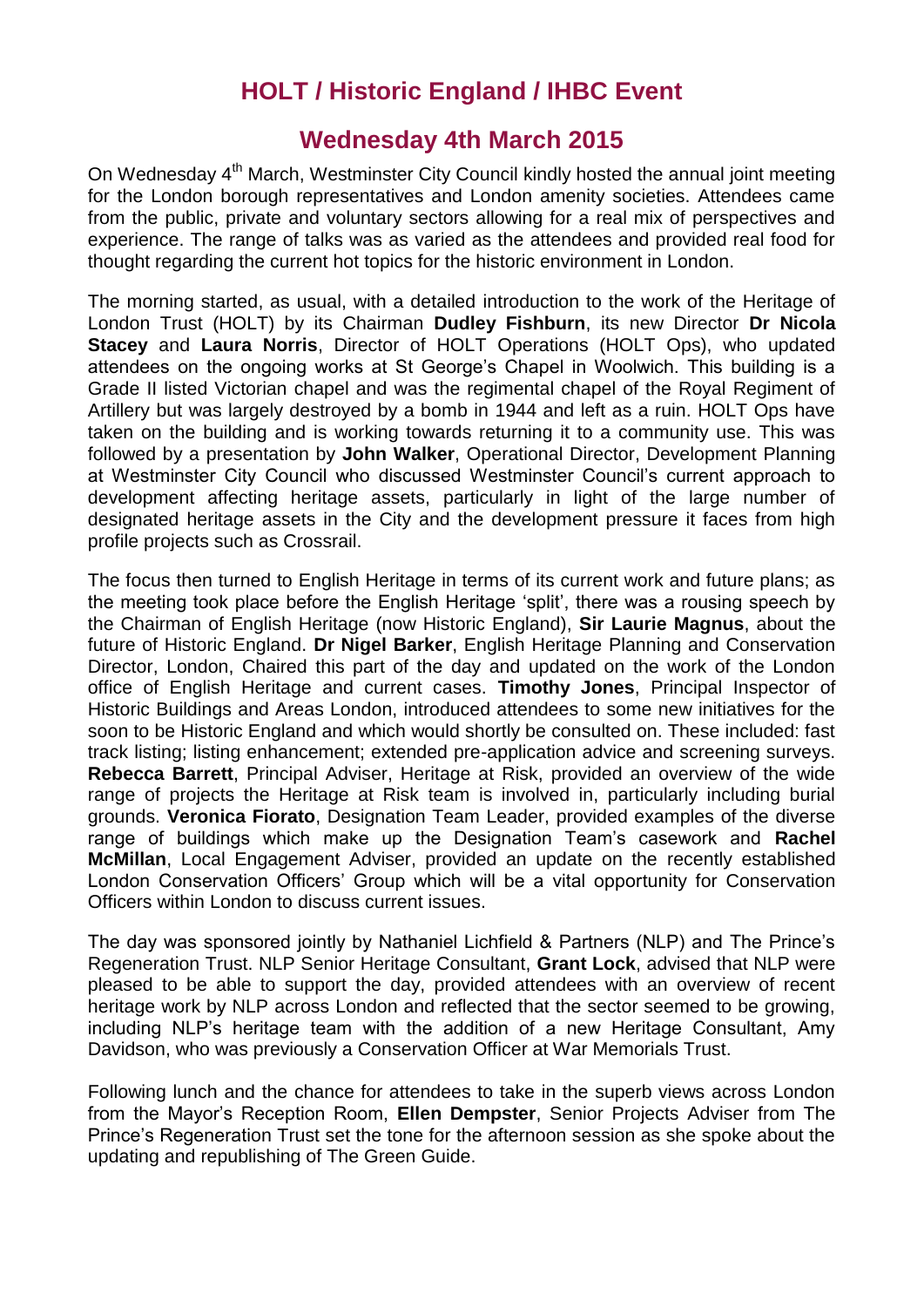# HOLT / Historic England / IHBC Event

## Wednesday 4th March 2015

On Wednesday 4th March, Westminster City Council kindly hosted the annual joint meeting for the London borough representatives and London amenity societies. Attendees came from the public, private and voluntary sectors allowing for a real mix of perspectives and experience. The range of talks was as varied as the attendees and provided real food for thought regarding the current hot topics for the historic environment in London.

The morning started, as usual, with a detailed introduction to the work of the Heritage of London Trust (HOLT) by its Chairman **Dudley Fishburn**, its new Director **Dr Nicola Stacey** and **Laura Norris**, Director of HOLT Operations (HOLT Ops), who updated attendees on the ongoing works at St George's Chapel in Woolwich. This building is a Grade II listed Victorian chapel and was the regimental chapel of the Royal Regiment of Artillery but was largely destroyed by a bomb in 1944 and left as a ruin. HOLT Ops have taken on the building and is working towards returning it to a community use. This was followed by a presentation by **John Walker**, Operational Director, Development Planning at Westminster City Council who discussed Westminster Council's current approach to development affecting heritage assets, particularly in light of the large number of designated heritage assets in the City and the development pressure it faces from high profile projects such as Crossrail.

The focus then turned to English Heritage in terms of its current work and future plans; as the meeting took place before the English Heritage 'split', there was a rousing speech by the Chairman of English Heritage (now Historic England), **Sir Laurie Magnus**, about the future of Historic England. **Dr Nigel Barker**, English Heritage Planning and Conservation Director, London, Chaired this part of the day and updated on the work of the London office of English Heritage and current cases. **Timothy Jones**, Principal Inspector of Historic Buildings and Areas London, introduced attendees to some new initiatives for the soon to be Historic England and which would shortly be consulted on. These included: fast track listing; listing enhancement; extended pre-application advice and screening surveys. **Rebecca Barrett**, Principal Adviser, Heritage at Risk, provided an overview of the wide range of projects the Heritage at Risk team is involved in, particularly including burial grounds. **Veronica Fiorato**, Designation Team Leader, provided examples of the diverse range of buildings which make up the Designation Team's casework and **Rachel McMillan**, Local Engagement Adviser, provided an update on the recently established London Conservation Officers' Group which will be a vital opportunity for Conservation Officers within London to discuss current issues.

The day was sponsored jointly by Nathaniel Lichfield & Partners (NLP) and The Prince's Regeneration Trust. NLP Senior Heritage Consultant, **Grant Lock**, advised that NLP were pleased to be able to support the day, provided attendees with an overview of recent heritage work by NLP across London and reflected that the sector seemed to be growing, including NLP's heritage team with the addition of a new Heritage Consultant, Amy Davidson, who was previously a Conservation Officer at War Memorials Trust.

Following lunch and the chance for attendees to take in the superb views across London from the Mayor's Reception Room, **Ellen Dempster**, Senior Projects Adviser from The Prince's Regeneration Trust set the tone for the afternoon session as she spoke about the updating and republishing of The Green Guide.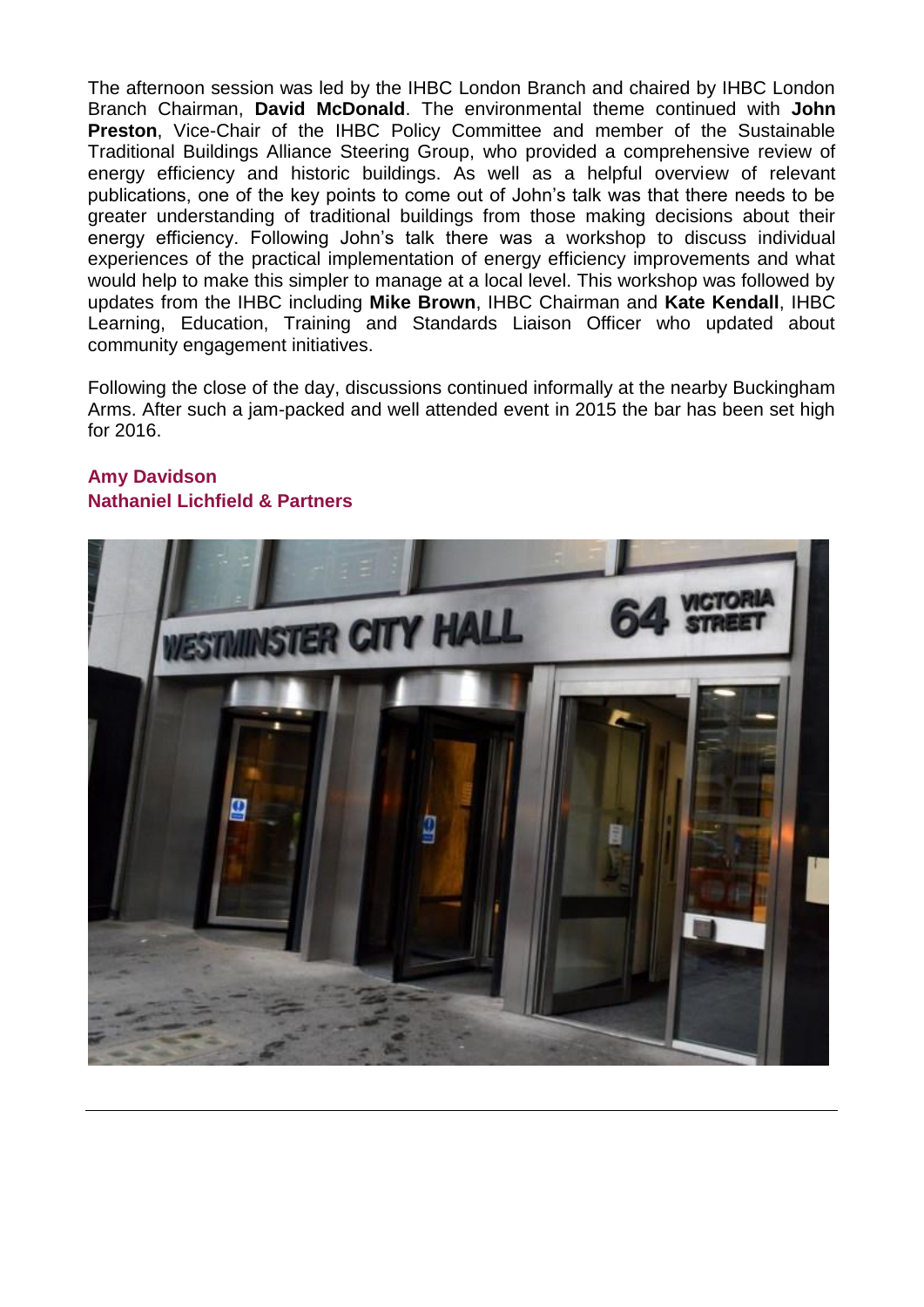The afternoon session was led by the IHBC London Branch and chaired by IHBC London Branch Chairman, **David McDonald**. The environmental theme continued with **John Preston**, Vice-Chair of the IHBC Policy Committee and member of the Sustainable Traditional Buildings Alliance Steering Group, who provided a comprehensive review of energy efficiency and historic buildings. As well as a helpful overview of relevant publications, one of the key points to come out of John's talk was that there needs to be greater understanding of traditional buildings from those making decisions about their energy efficiency. Following John's talk there was a workshop to discuss individual experiences of the practical implementation of energy efficiency improvements and what would help to make this simpler to manage at a local level. This workshop was followed by updates from the IHBC including **Mike Brown**, IHBC Chairman and **Kate Kendall**, IHBC Learning, Education, Training and Standards Liaison Officer who updated about community engagement initiatives.

Following the close of the day, discussions continued informally at the nearby Buckingham Arms. After such a jam-packed and well attended event in 2015 the bar has been set high for 2016.

**Amy Davidson**
**Nathaniel Lichfield & Partners**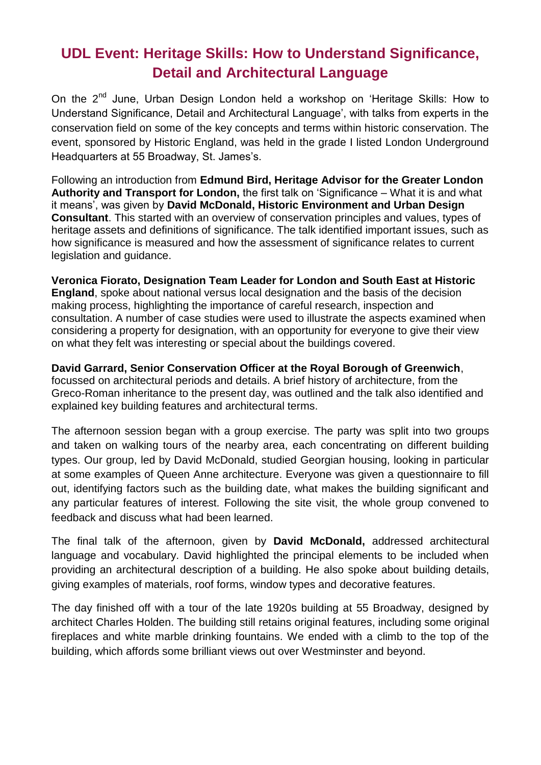# UDL Event: Heritage Skills: How to Understand Significance, Detail and Architectural Language

On the 2nd June, Urban Design London held a workshop on 'Heritage Skills: How to Understand Significance, Detail and Architectural Language', with talks from experts in the conservation field on some of the key concepts and terms within historic conservation. The event, sponsored by Historic England, was held in the grade I listed London Underground Headquarters at 55 Broadway, St. James's.

Following an introduction from **Edmund Bird, Heritage Advisor for the Greater London Authority and Transport for London,** the first talk on 'Significance – What it is and what it means', was given by **David McDonald, Historic Environment and Urban Design Consultant**. This started with an overview of conservation principles and values, types of heritage assets and definitions of significance. The talk identified important issues, such as how significance is measured and how the assessment of significance relates to current legislation and guidance.

**Veronica Fiorato, Designation Team Leader for London and South East at Historic England**, spoke about national versus local designation and the basis of the decision making process, highlighting the importance of careful research, inspection and consultation. A number of case studies were used to illustrate the aspects examined when considering a property for designation, with an opportunity for everyone to give their view on what they felt was interesting or special about the buildings covered.

**David Garrard, Senior Conservation Officer at the Royal Borough of Greenwich**, focussed on architectural periods and details. A brief history of architecture, from the Greco-Roman inheritance to the present day, was outlined and the talk also identified and explained key building features and architectural terms.

The afternoon session began with a group exercise. The party was split into two groups and taken on walking tours of the nearby area, each concentrating on different building types. Our group, led by David McDonald, studied Georgian housing, looking in particular at some examples of Queen Anne architecture. Everyone was given a questionnaire to fill out, identifying factors such as the building date, what makes the building significant and any particular features of interest. Following the site visit, the whole group convened to feedback and discuss what had been learned.

The final talk of the afternoon, given by **David McDonald,** addressed architectural language and vocabulary. David highlighted the principal elements to be included when providing an architectural description of a building. He also spoke about building details, giving examples of materials, roof forms, window types and decorative features.

The day finished off with a tour of the late 1920s building at 55 Broadway, designed by architect Charles Holden. The building still retains original features, including some original fireplaces and white marble drinking fountains. We ended with a climb to the top of the building, which affords some brilliant views out over Westminster and beyond.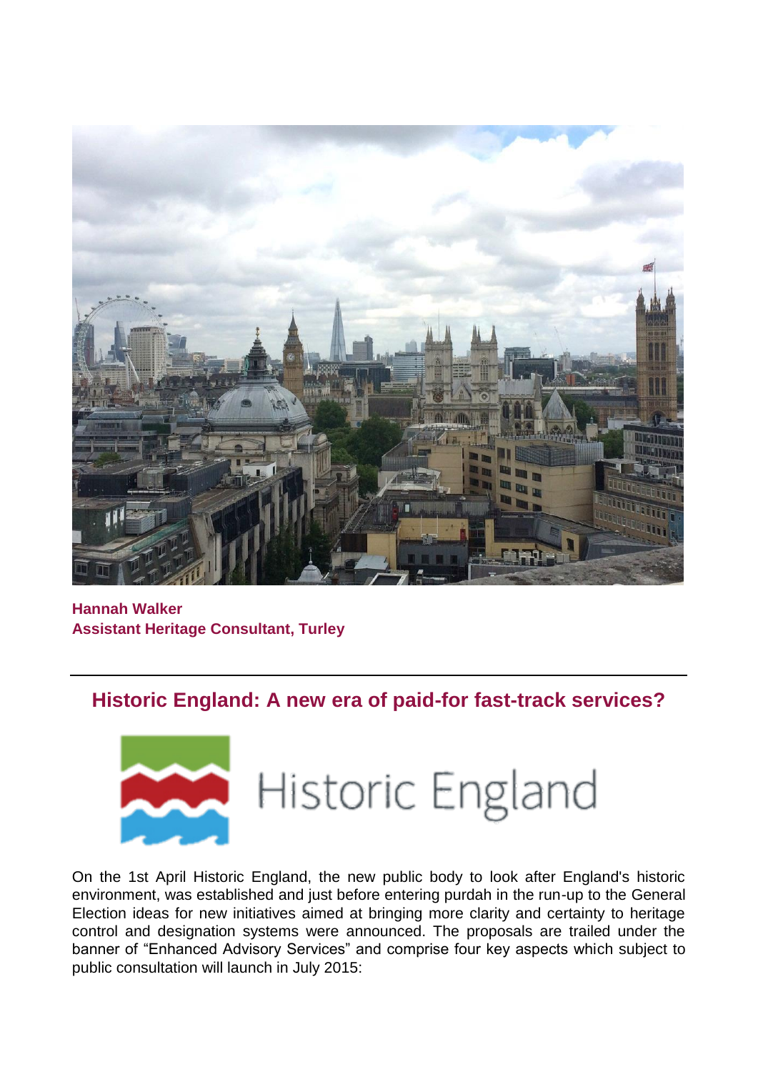**Hannah Walker**
**Assistant Heritage Consultant, Turley**

---

## Historic England: A new era of paid-for fast-track services?

On the 1st April Historic England, the new public body to look after England's historic environment, was established and just before entering purdah in the run-up to the General Election ideas for new initiatives aimed at bringing more clarity and certainty to heritage control and designation systems were announced. The proposals are trailed under the banner of "Enhanced Advisory Services" and comprise four key aspects which subject to public consultation will launch in July 2015: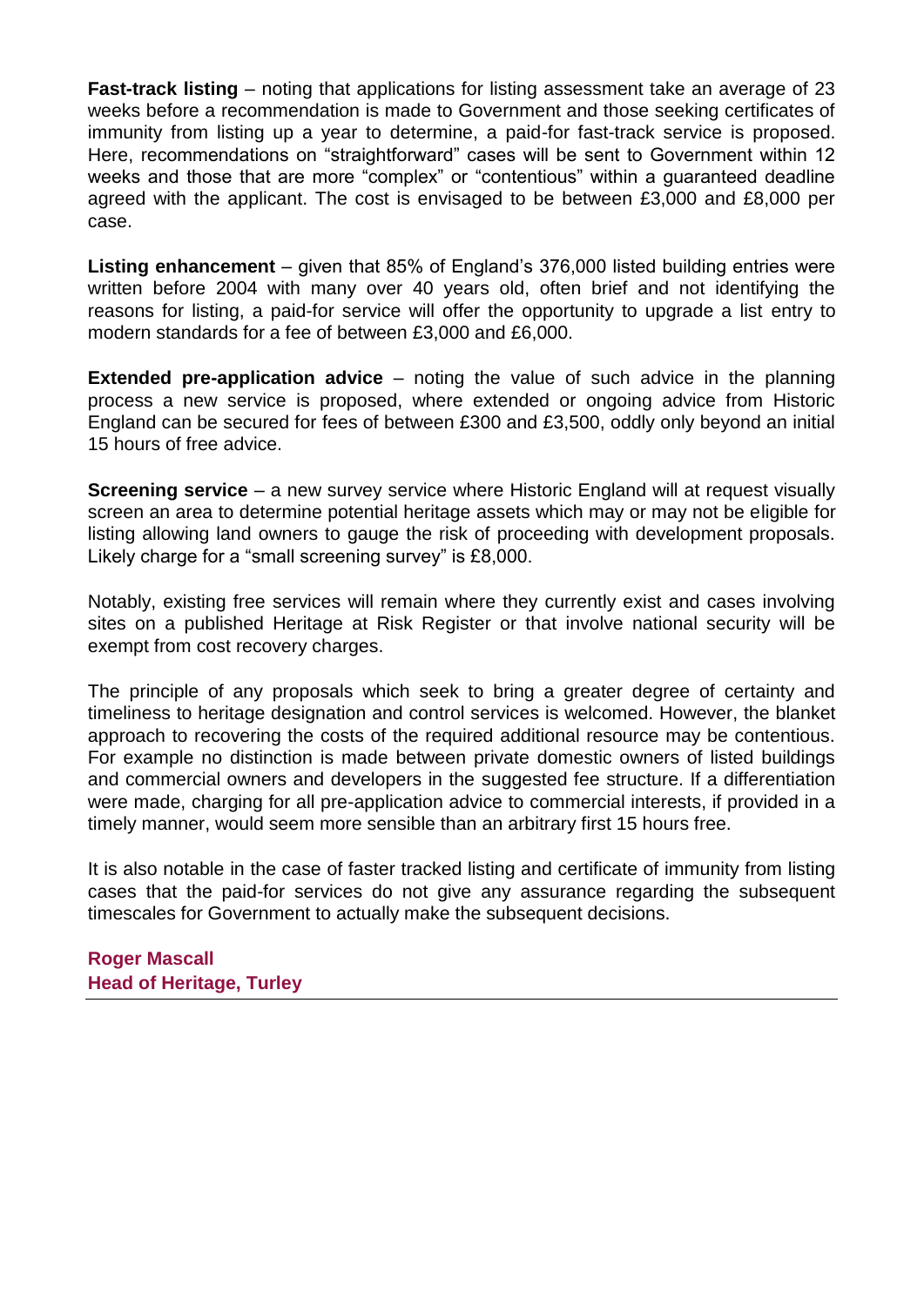**Fast-track listing** – noting that applications for listing assessment take an average of 23 weeks before a recommendation is made to Government and those seeking certificates of immunity from listing up a year to determine, a paid-for fast-track service is proposed. Here, recommendations on "straightforward" cases will be sent to Government within 12 weeks and those that are more "complex" or "contentious" within a guaranteed deadline agreed with the applicant. The cost is envisaged to be between £3,000 and £8,000 per case.

**Listing enhancement** – given that 85% of England's 376,000 listed building entries were written before 2004 with many over 40 years old, often brief and not identifying the reasons for listing, a paid-for service will offer the opportunity to upgrade a list entry to modern standards for a fee of between £3,000 and £6,000.

**Extended pre-application advice** – noting the value of such advice in the planning process a new service is proposed, where extended or ongoing advice from Historic England can be secured for fees of between £300 and £3,500, oddly only beyond an initial 15 hours of free advice.

**Screening service** – a new survey service where Historic England will at request visually screen an area to determine potential heritage assets which may or may not be eligible for listing allowing land owners to gauge the risk of proceeding with development proposals. Likely charge for a "small screening survey" is £8,000.

Notably, existing free services will remain where they currently exist and cases involving sites on a published Heritage at Risk Register or that involve national security will be exempt from cost recovery charges.

The principle of any proposals which seek to bring a greater degree of certainty and timeliness to heritage designation and control services is welcomed. However, the blanket approach to recovering the costs of the required additional resource may be contentious. For example no distinction is made between private domestic owners of listed buildings and commercial owners and developers in the suggested fee structure. If a differentiation were made, charging for all pre-application advice to commercial interests, if provided in a timely manner, would seem more sensible than an arbitrary first 15 hours free.

It is also notable in the case of faster tracked listing and certificate of immunity from listing cases that the paid-for services do not give any assurance regarding the subsequent timescales for Government to actually make the subsequent decisions.

**Roger Mascall**
**Head of Heritage, Turley**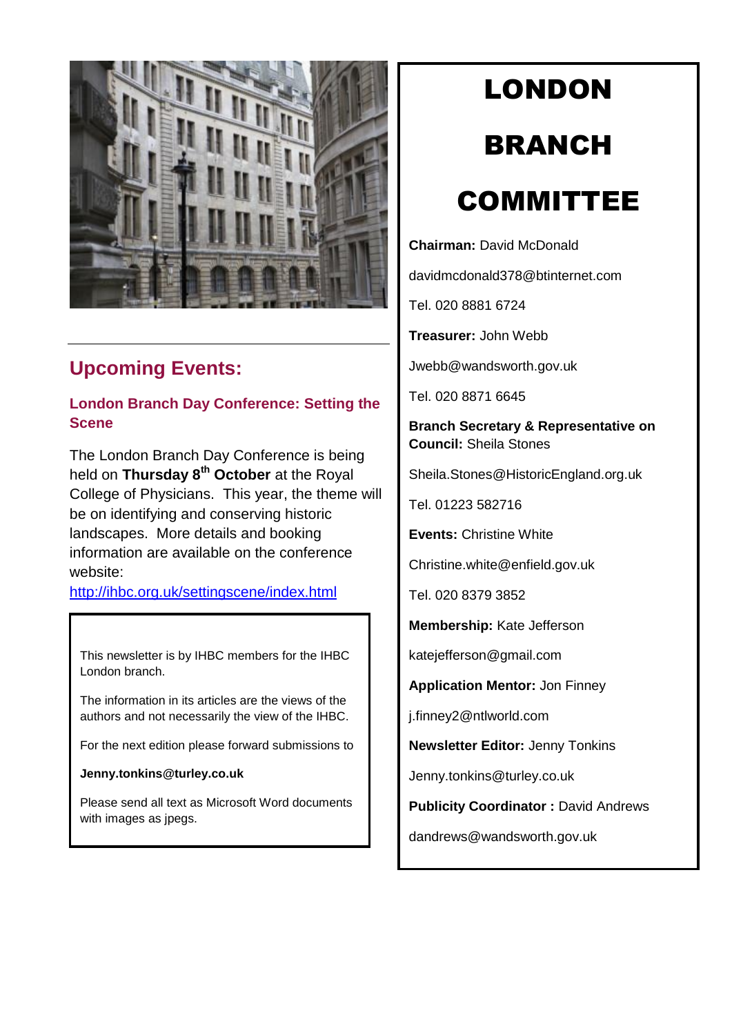## Upcoming Events:

### London Branch Day Conference: Setting the Scene

The London Branch Day Conference is being held on **Thursday 8th October** at the Royal College of Physicians. This year, the theme will be on identifying and conserving historic landscapes. More details and booking information are available on the conference website: http://ihbc.org.uk/settingscene/index.html

This newsletter is by IHBC members for the IHBC London branch.

The information in its articles are the views of the authors and not necessarily the view of the IHBC.

For the next edition please forward submissions to

**Jenny.tonkins@turley.co.uk**

Please send all text as Microsoft Word documents with images as jpegs.

# LONDON BRANCH COMMITTEE

**Chairman:** David McDonald

davidmcdonald378@btinternet.com

Tel. 020 8881 6724

**Treasurer:** John Webb

Jwebb@wandsworth.gov.uk

Tel. 020 8871 6645

**Branch Secretary & Representative on Council:** Sheila Stones

Sheila.Stones@HistoricEngland.org.uk

Tel. 01223 582716

**Events:** Christine White

Christine.white@enfield.gov.uk

Tel. 020 8379 3852

**Membership:** Kate Jefferson

katejefferson@gmail.com

**Application Mentor:** Jon Finney

j.finney2@ntlworld.com

**Newsletter Editor:** Jenny Tonkins

Jenny.tonkins@turley.co.uk

**Publicity Coordinator :** David Andrews

dandrews@wandsworth.gov.uk